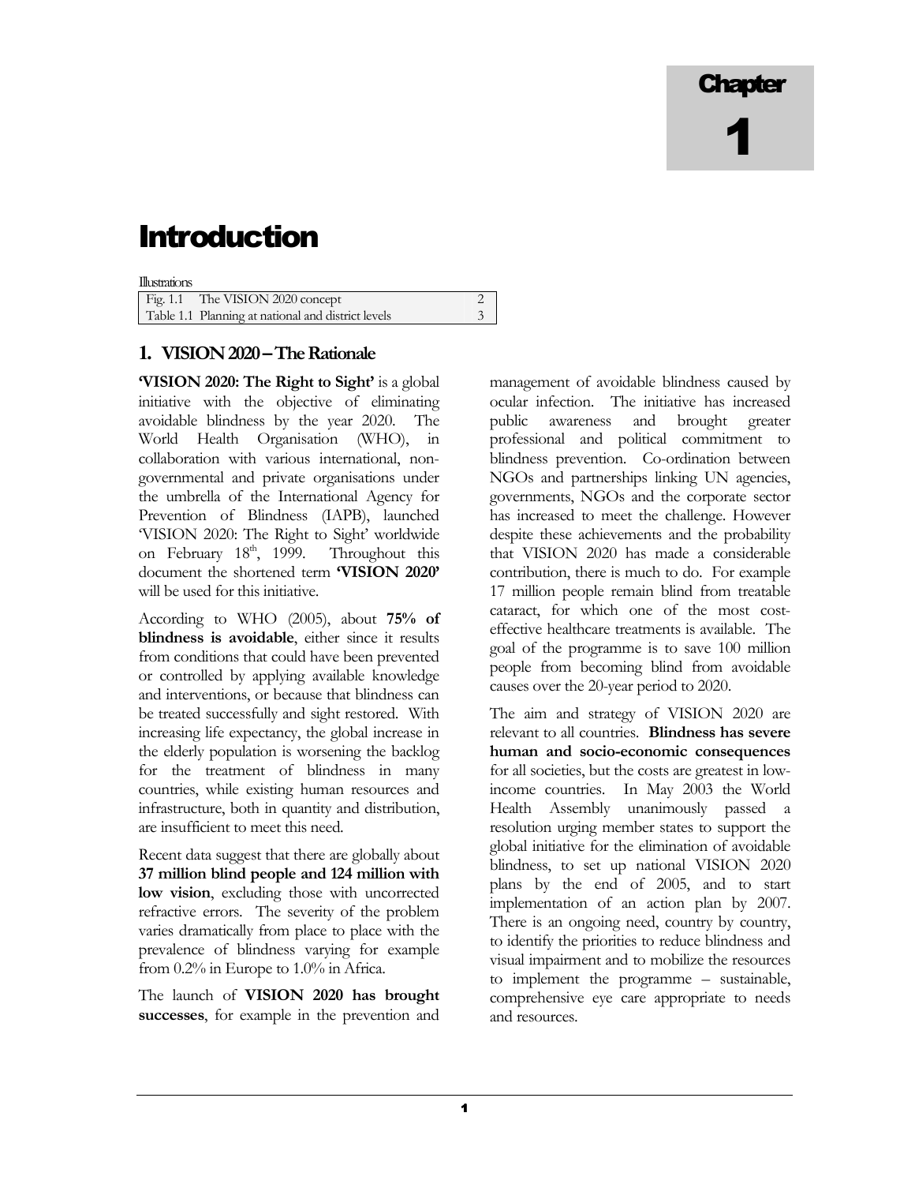# Chapter 1

# Introduction

Illustrations

| | | |
|---|---|---|
| Fig. 1.1 | The VISION 2020 concept | 2 |
| Table 1.1 | Planning at national and district levels | 3 |

## 1. VISION 2020 – The Rationale

**'VISION 2020: The Right to Sight'** is a global initiative with the objective of eliminating avoidable blindness by the year 2020. The World Health Organisation (WHO), in collaboration with various international, non-governmental and private organisations under the umbrella of the International Agency for Prevention of Blindness (IAPB), launched 'VISION 2020: The Right to Sight' worldwide on February 18th, 1999. Throughout this document the shortened term **'VISION 2020'** will be used for this initiative.

According to WHO (2005), about **75% of blindness is avoidable**, either since it results from conditions that could have been prevented or controlled by applying available knowledge and interventions, or because that blindness can be treated successfully and sight restored. With increasing life expectancy, the global increase in the elderly population is worsening the backlog for the treatment of blindness in many countries, while existing human resources and infrastructure, both in quantity and distribution, are insufficient to meet this need.

Recent data suggest that there are globally about **37 million blind people and 124 million with low vision**, excluding those with uncorrected refractive errors. The severity of the problem varies dramatically from place to place with the prevalence of blindness varying for example from 0.2% in Europe to 1.0% in Africa.

The launch of **VISION 2020 has brought successes**, for example in the prevention and management of avoidable blindness caused by ocular infection. The initiative has increased public awareness and brought greater professional and political commitment to blindness prevention. Co-ordination between NGOs and partnerships linking UN agencies, governments, NGOs and the corporate sector has increased to meet the challenge. However despite these achievements and the probability that VISION 2020 has made a considerable contribution, there is much to do. For example 17 million people remain blind from treatable cataract, for which one of the most cost-effective healthcare treatments is available. The goal of the programme is to save 100 million people from becoming blind from avoidable causes over the 20-year period to 2020.

The aim and strategy of VISION 2020 are relevant to all countries. **Blindness has severe human and socio-economic consequences** for all societies, but the costs are greatest in low-income countries. In May 2003 the World Health Assembly unanimously passed a resolution urging member states to support the global initiative for the elimination of avoidable blindness, to set up national VISION 2020 plans by the end of 2005, and to start implementation of an action plan by 2007. There is an ongoing need, country by country, to identify the priorities to reduce blindness and visual impairment and to mobilize the resources to implement the programme – sustainable, comprehensive eye care appropriate to needs and resources.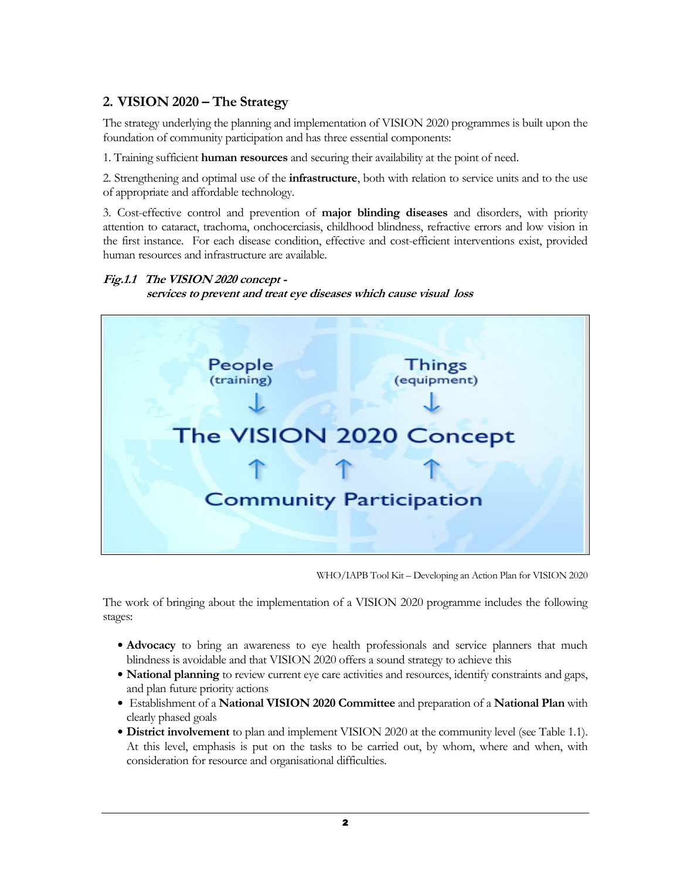## 2. VISION 2020 – The Strategy

The strategy underlying the planning and implementation of VISION 2020 programmes is built upon the foundation of community participation and has three essential components:

1. Training sufficient **human resources** and securing their availability at the point of need.

2. Strengthening and optimal use of the **infrastructure**, both with relation to service units and to the use of appropriate and affordable technology.

3. Cost-effective control and prevention of **major blinding diseases** and disorders, with priority attention to cataract, trachoma, onchocerciasis, childhood blindness, refractive errors and low vision in the first instance. For each disease condition, effective and cost-efficient interventions exist, provided human resources and infrastructure are available.

***Fig.1.1 The VISION 2020 concept - services to prevent and treat eye diseases which cause visual loss***

People (training) ↓ The VISION 2020 Concept ↓ Things (equipment)

↑ ↑ ↑

Community Participation

WHO/IAPB Tool Kit – Developing an Action Plan for VISION 2020

The work of bringing about the implementation of a VISION 2020 programme includes the following stages:

- **Advocacy** to bring an awareness to eye health professionals and service planners that much blindness is avoidable and that VISION 2020 offers a sound strategy to achieve this
- **National planning** to review current eye care activities and resources, identify constraints and gaps, and plan future priority actions
- Establishment of a **National VISION 2020 Committee** and preparation of a **National Plan** with clearly phased goals
- **District involvement** to plan and implement VISION 2020 at the community level (see Table 1.1). At this level, emphasis is put on the tasks to be carried out, by whom, where and when, with consideration for resource and organisational difficulties.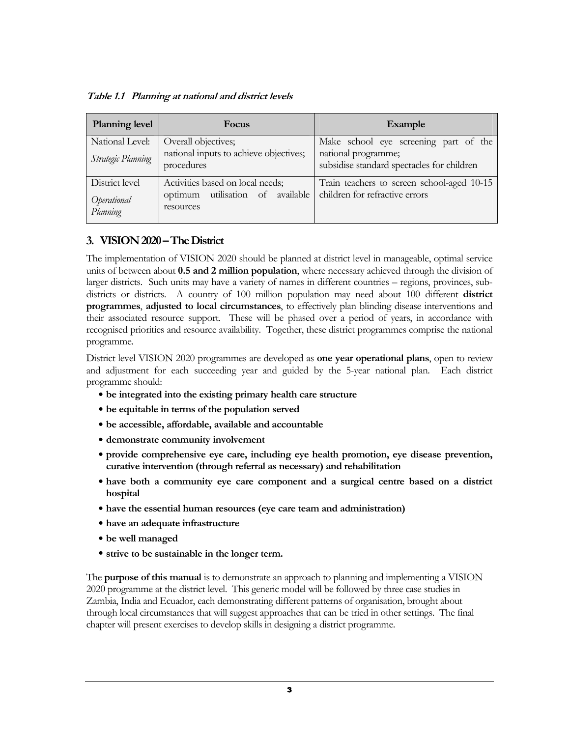*Table 1.1 Planning at national and district levels*

| Planning level | Focus | Example |
|---|---|---|
| National Level: *Strategic Planning* | Overall objectives; national inputs to achieve objectives; procedures | Make school eye screening part of the national programme; subsidise standard spectacles for children |
| District level *Operational Planning* | Activities based on local needs; optimum utilisation of available resources | Train teachers to screen school-aged 10-15 children for refractive errors |

## 3. VISION 2020 – The District

The implementation of VISION 2020 should be planned at district level in manageable, optimal service units of between about **0.5 and 2 million population**, where necessary achieved through the division of larger districts. Such units may have a variety of names in different countries – regions, provinces, sub-districts or districts. A country of 100 million population may need about 100 different **district programmes**, **adjusted to local circumstances**, to effectively plan blinding disease interventions and their associated resource support. These will be phased over a period of years, in accordance with recognised priorities and resource availability. Together, these district programmes comprise the national programme.

District level VISION 2020 programmes are developed as **one year operational plans**, open to review and adjustment for each succeeding year and guided by the 5-year national plan. Each district programme should:

- **be integrated into the existing primary health care structure**
- **be equitable in terms of the population served**
- **be accessible, affordable, available and accountable**
- **demonstrate community involvement**
- **provide comprehensive eye care, including eye health promotion, eye disease prevention, curative intervention (through referral as necessary) and rehabilitation**
- **have both a community eye care component and a surgical centre based on a district hospital**
- **have the essential human resources (eye care team and administration)**
- **have an adequate infrastructure**
- **be well managed**
- **strive to be sustainable in the longer term.**

The **purpose of this manual** is to demonstrate an approach to planning and implementing a VISION 2020 programme at the district level. This generic model will be followed by three case studies in Zambia, India and Ecuador, each demonstrating different patterns of organisation, brought about through local circumstances that will suggest approaches that can be tried in other settings. The final chapter will present exercises to develop skills in designing a district programme.